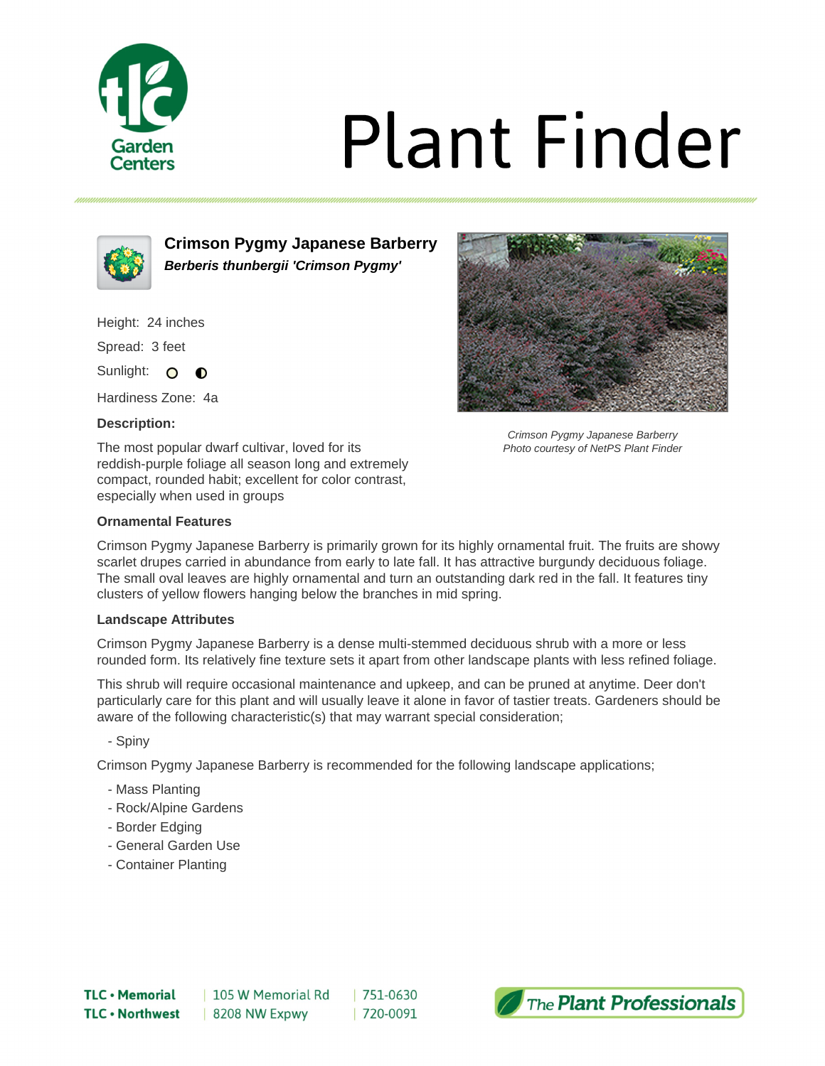# Plant Finder

TLC Garden Centers

## Crimson Pygmy Japanese Barberry

***Berberis thunbergii 'Crimson Pygmy'***

Height: 24 inches

Spread: 3 feet

Sunlight:

Hardiness Zone: 4a

**Description:**

The most popular dwarf cultivar, loved for its reddish-purple foliage all season long and extremely compact, rounded habit; excellent for color contrast, especially when used in groups

*Crimson Pygmy Japanese Barberry*
*Photo courtesy of NetPS Plant Finder*

### Ornamental Features

Crimson Pygmy Japanese Barberry is primarily grown for its highly ornamental fruit. The fruits are showy scarlet drupes carried in abundance from early to late fall. It has attractive burgundy deciduous foliage. The small oval leaves are highly ornamental and turn an outstanding dark red in the fall. It features tiny clusters of yellow flowers hanging below the branches in mid spring.

### Landscape Attributes

Crimson Pygmy Japanese Barberry is a dense multi-stemmed deciduous shrub with a more or less rounded form. Its relatively fine texture sets it apart from other landscape plants with less refined foliage.

This shrub will require occasional maintenance and upkeep, and can be pruned at anytime. Deer don't particularly care for this plant and will usually leave it alone in favor of tastier treats. Gardeners should be aware of the following characteristic(s) that may warrant special consideration;

- Spiny

Crimson Pygmy Japanese Barberry is recommended for the following landscape applications;

- Mass Planting
- Rock/Alpine Gardens
- Border Edging
- General Garden Use
- Container Planting

**TLC • Memorial** | 105 W Memorial Rd | 751-0630
**TLC • Northwest** | 8208 NW Expwy | 720-0091

*The Plant Professionals*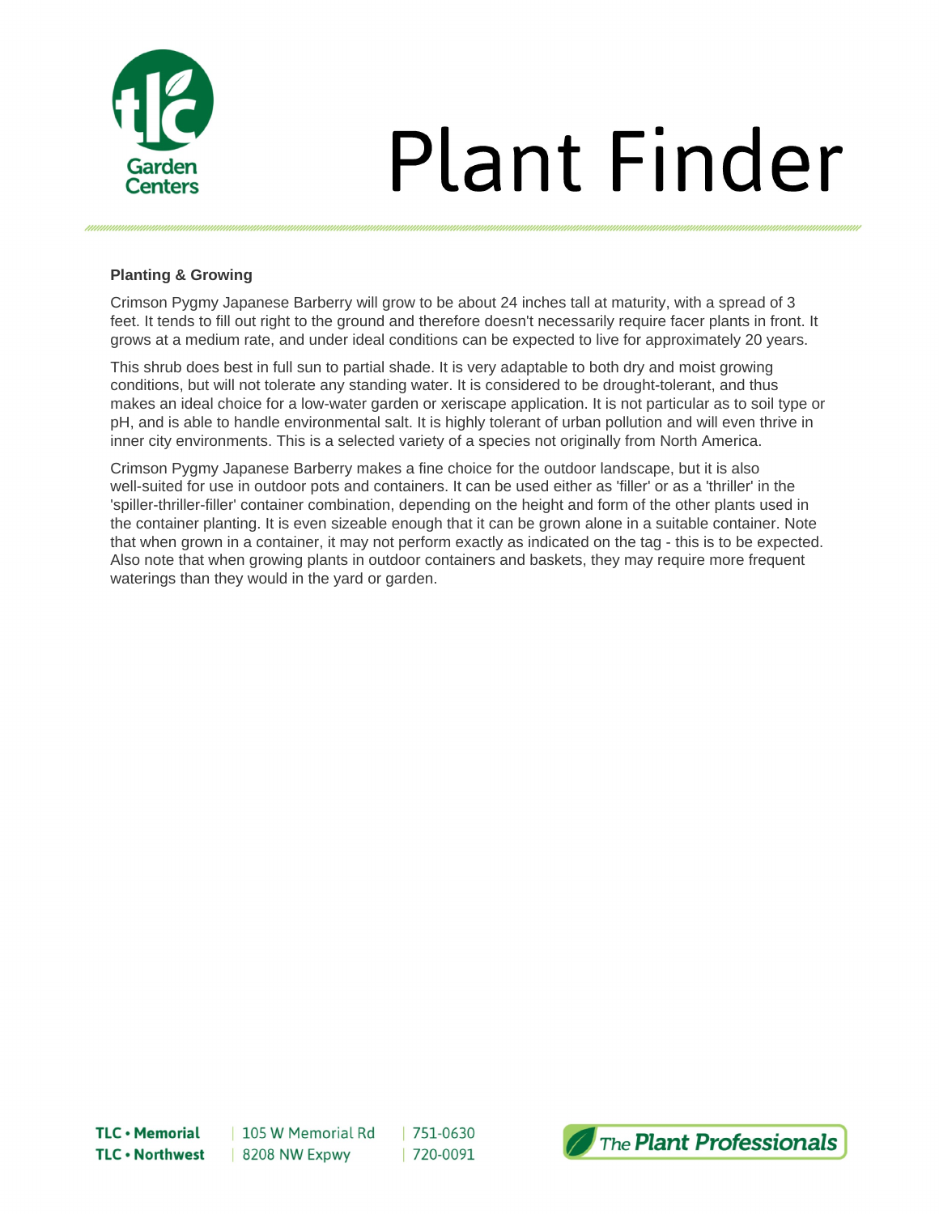**Planting & Growing**

Crimson Pygmy Japanese Barberry will grow to be about 24 inches tall at maturity, with a spread of 3 feet. It tends to fill out right to the ground and therefore doesn't necessarily require facer plants in front. It grows at a medium rate, and under ideal conditions can be expected to live for approximately 20 years.

This shrub does best in full sun to partial shade. It is very adaptable to both dry and moist growing conditions, but will not tolerate any standing water. It is considered to be drought-tolerant, and thus makes an ideal choice for a low-water garden or xeriscape application. It is not particular as to soil type or pH, and is able to handle environmental salt. It is highly tolerant of urban pollution and will even thrive in inner city environments. This is a selected variety of a species not originally from North America.

Crimson Pygmy Japanese Barberry makes a fine choice for the outdoor landscape, but it is also well-suited for use in outdoor pots and containers. It can be used either as 'filler' or as a 'thriller' in the 'spiller-thriller-filler' container combination, depending on the height and form of the other plants used in the container planting. It is even sizeable enough that it can be grown alone in a suitable container. Note that when grown in a container, it may not perform exactly as indicated on the tag - this is to be expected. Also note that when growing plants in outdoor containers and baskets, they may require more frequent waterings than they would in the yard or garden.